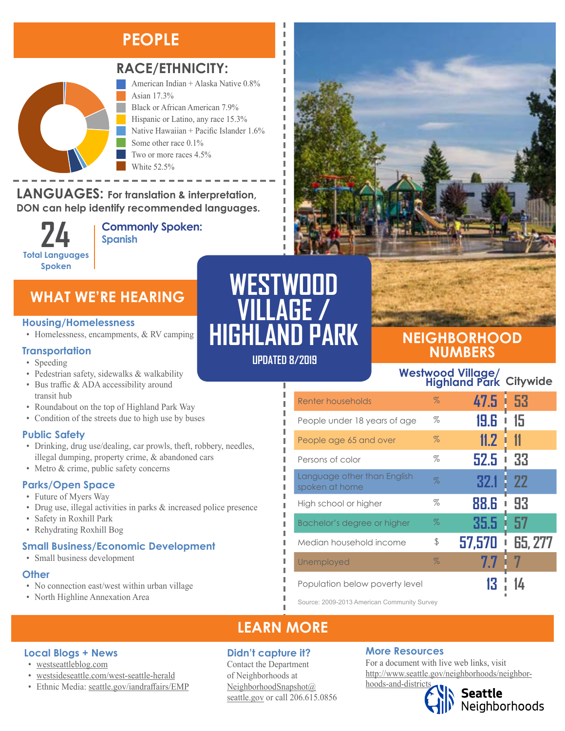# WESTWOOD VILLAGE / HIGHLAND PARK

UPDATED 8/2019

## PEOPLE

### RACE/ETHNICITY:

- American Indian + Alaska Native 0.8%
- Asian 17.3%
- Black or African American 7.9%
- Hispanic or Latino, any race 15.3%
- Native Hawaiian + Pacific Islander 1.6%
- Some other race 0.1%
- Two or more races 4.5%
- White 52.5%

### LANGUAGES: For translation & interpretation, DON can help identify recommended languages.

**24** Total Languages Spoken

**Commonly Spoken:** Spanish

## WHAT WE'RE HEARING

### Housing/Homelessness

- Homelessness, encampments, & RV camping

### Transportation

- Speeding
- Pedestrian safety, sidewalks & walkability
- Bus traffic & ADA accessibility around transit hub
- Roundabout on the top of Highland Park Way
- Condition of the streets due to high use by buses

### Public Safety

- Drinking, drug use/dealing, car prowls, theft, robbery, needles, illegal dumping, property crime, & abandoned cars
- Metro & crime, public safety concerns

### Parks/Open Space

- Future of Myers Way
- Drug use, illegal activities in parks & increased police presence
- Safety in Roxhill Park
- Rehydrating Roxhill Bog

### Small Business/Economic Development

- Small business development

### Other

- No connection east/west within urban village
- North Highline Annexation Area

## NEIGHBORHOOD NUMBERS

| | | Westwood Village/ Highland Park | Citywide |
|---|---|---|---|
| Renter households | % | 47.5 | 53 |
| People under 18 years of age | % | 19.6 | 15 |
| People age 65 and over | % | 11.2 | 11 |
| Persons of color | % | 52.5 | 33 |
| Language other than English spoken at home | % | 32.1 | 22 |
| High school or higher | % | 88.6 | 93 |
| Bachelor's degree or higher | % | 35.5 | 57 |
| Median household income | $ | 57,570 | 65, 277 |
| Unemployed | % | 7.7 | 7 |
| Population below poverty level | | 13 | 14 |

Source: 2009-2013 American Community Survey

## LEARN MORE

### Local Blogs + News

- westseattleblog.com
- westsideseattle.com/west-seattle-herald
- Ethnic Media: seattle.gov/iandraffairs/EMP

### Didn't capture it?

Contact the Department of Neighborhoods at NeighborhoodSnapshot@seattle.gov or call 206.615.0856

### More Resources

For a document with live web links, visit http://www.seattle.gov/neighborhoods/neighborhoods-and-districts

Seattle Neighborhoods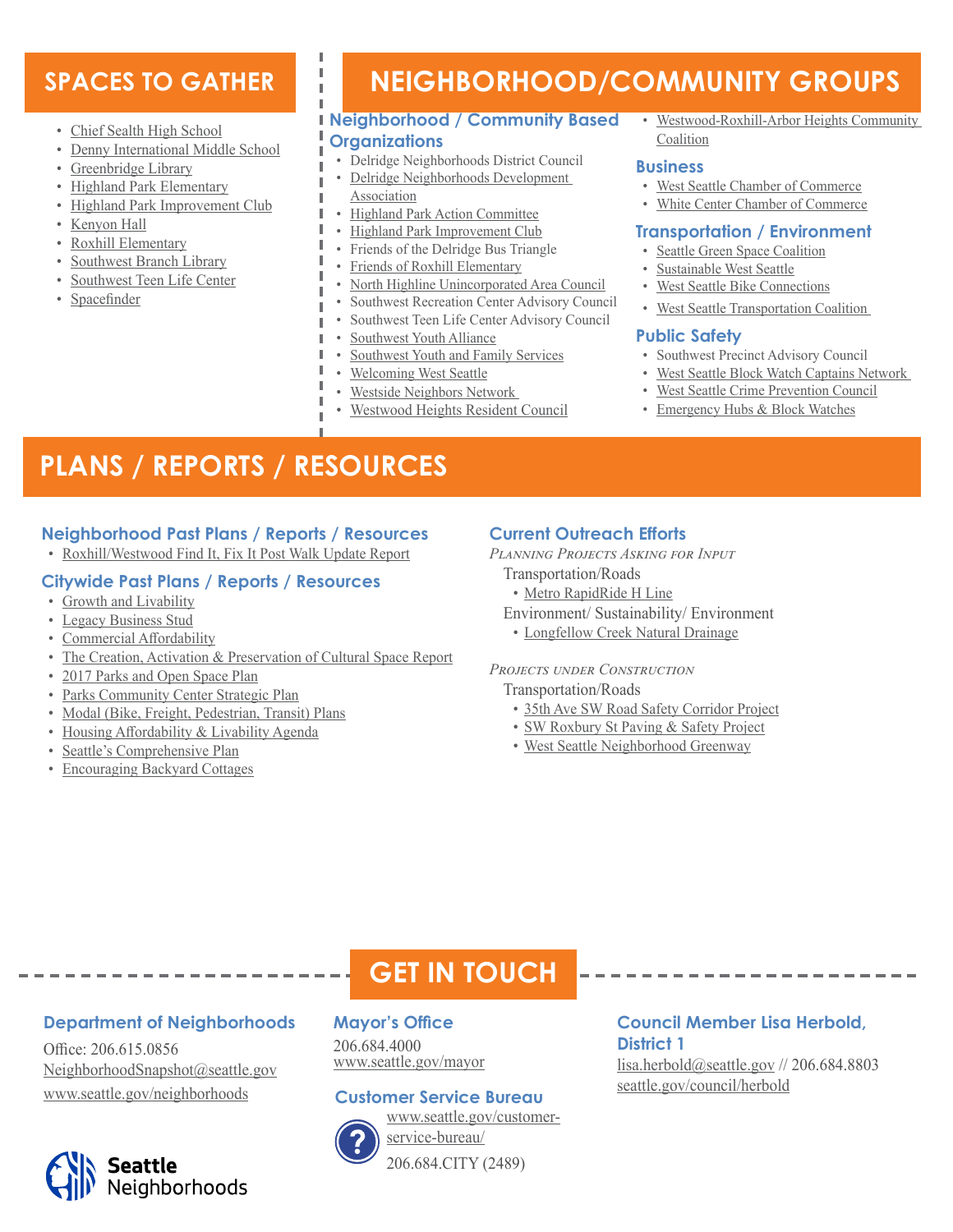## SPACES TO GATHER

- Chief Sealth High School
- Denny International Middle School
- Greenbridge Library
- Highland Park Elementary
- Highland Park Improvement Club
- Kenyon Hall
- Roxhill Elementary
- Southwest Branch Library
- Southwest Teen Life Center
- Spacefinder

## NEIGHBORHOOD/COMMUNITY GROUPS

### Neighborhood / Community Based Organizations

- Delridge Neighborhoods District Council
- Delridge Neighborhoods Development Association
- Highland Park Action Committee
- Highland Park Improvement Club
- Friends of the Delridge Bus Triangle
- Friends of Roxhill Elementary
- North Highline Unincorporated Area Council
- Southwest Recreation Center Advisory Council
- Southwest Teen Life Center Advisory Council
- Southwest Youth Alliance
- Southwest Youth and Family Services
- Welcoming West Seattle
- Westside Neighbors Network
- Westwood Heights Resident Council
- Westwood-Roxhill-Arbor Heights Community Coalition

### Business

- West Seattle Chamber of Commerce
- White Center Chamber of Commerce

### Transportation / Environment

- Seattle Green Space Coalition
- Sustainable West Seattle
- West Seattle Bike Connections
- West Seattle Transportation Coalition

### Public Safety

- Southwest Precinct Advisory Council
- West Seattle Block Watch Captains Network
- West Seattle Crime Prevention Council
- Emergency Hubs & Block Watches

## PLANS / REPORTS / RESOURCES

### Neighborhood Past Plans / Reports / Resources

- Roxhill/Westwood Find It, Fix It Post Walk Update Report

### Citywide Past Plans / Reports / Resources

- Growth and Livability
- Legacy Business Stud
- Commercial Affordability
- The Creation, Activation & Preservation of Cultural Space Report
- 2017 Parks and Open Space Plan
- Parks Community Center Strategic Plan
- Modal (Bike, Freight, Pedestrian, Transit) Plans
- Housing Affordability & Livability Agenda
- Seattle's Comprehensive Plan
- Encouraging Backyard Cottages

### Current Outreach Efforts

*Planning Projects Asking for Input*

Transportation/Roads

- Metro RapidRide H Line

Environment/ Sustainability/ Environment

- Longfellow Creek Natural Drainage

*Projects under Construction*

Transportation/Roads

- 35th Ave SW Road Safety Corridor Project
- SW Roxbury St Paving & Safety Project
- West Seattle Neighborhood Greenway

## GET IN TOUCH

### Department of Neighborhoods

Office: 206.615.0856
NeighborhoodSnapshot@seattle.gov
www.seattle.gov/neighborhoods

Seattle Neighborhoods

### Mayor's Office

206.684.4000
www.seattle.gov/mayor

### Customer Service Bureau

www.seattle.gov/customer-service-bureau/
206.684.CITY (2489)

### Council Member Lisa Herbold, District 1

lisa.herbold@seattle.gov // 206.684.8803
seattle.gov/council/herbold